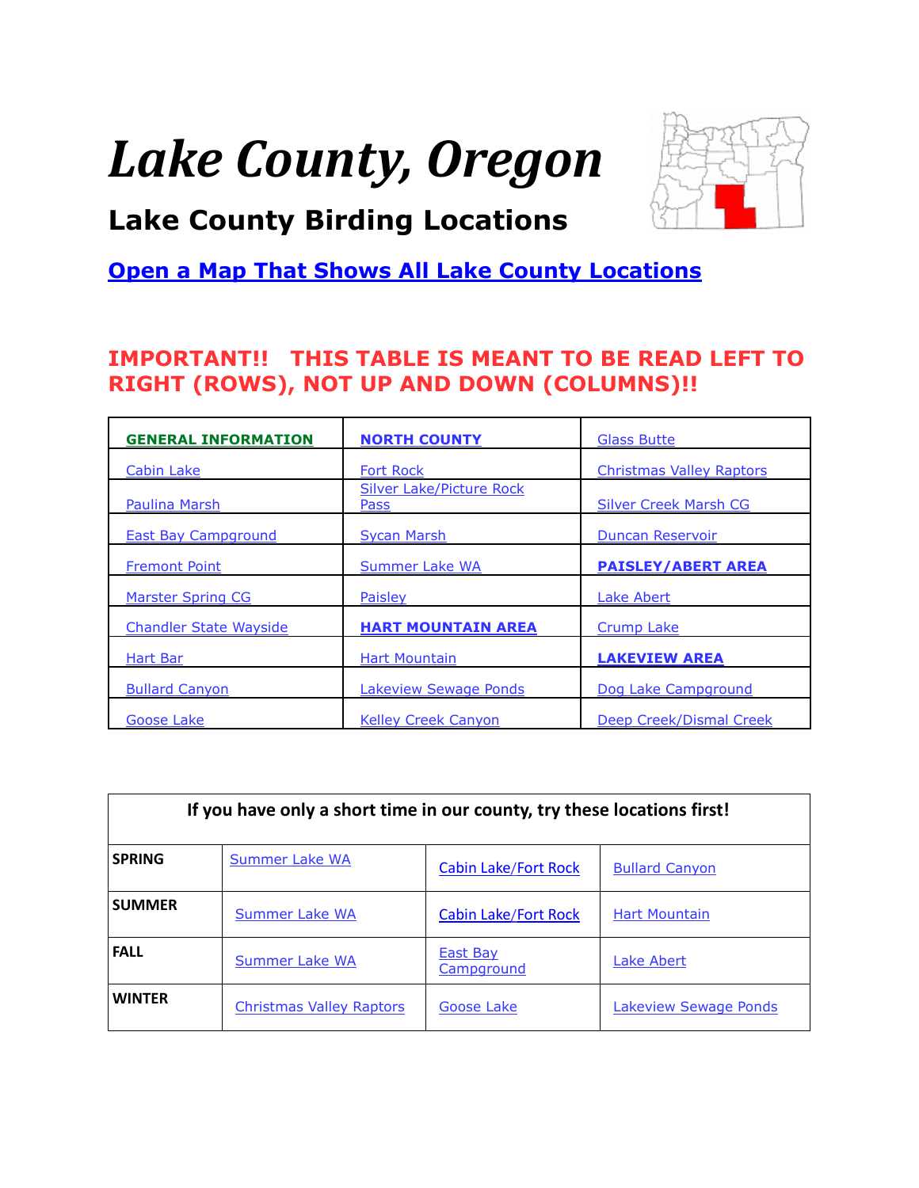# *Lake County, Oregon*

## Lake County Birding Locations

**Open a Map That Shows All Lake County Locations**

**IMPORTANT!! THIS TABLE IS MEANT TO BE READ LEFT TO RIGHT (ROWS), NOT UP AND DOWN (COLUMNS)!!**

| | | |
|---|---|---|
| **GENERAL INFORMATION** | **NORTH COUNTY** | Glass Butte |
| Cabin Lake | Fort Rock | Christmas Valley Raptors |
| Paulina Marsh | Silver Lake/Picture Rock Pass | Silver Creek Marsh CG |
| East Bay Campground | Sycan Marsh | Duncan Reservoir |
| Fremont Point | Summer Lake WA | **PAISLEY/ABERT AREA** |
| Marster Spring CG | Paisley | Lake Abert |
| Chandler State Wayside | **HART MOUNTAIN AREA** | Crump Lake |
| Hart Bar | Hart Mountain | **LAKEVIEW AREA** |
| Bullard Canyon | Lakeview Sewage Ponds | Dog Lake Campground |
| Goose Lake | Kelley Creek Canyon | Deep Creek/Dismal Creek |

| If you have only a short time in our county, try these locations first! | | | |
|---|---|---|---|
| **SPRING** | Summer Lake WA | Cabin Lake/Fort Rock | Bullard Canyon |
| **SUMMER** | Summer Lake WA | Cabin Lake/Fort Rock | Hart Mountain |
| **FALL** | Summer Lake WA | East Bay Campground | Lake Abert |
| **WINTER** | Christmas Valley Raptors | Goose Lake | Lakeview Sewage Ponds |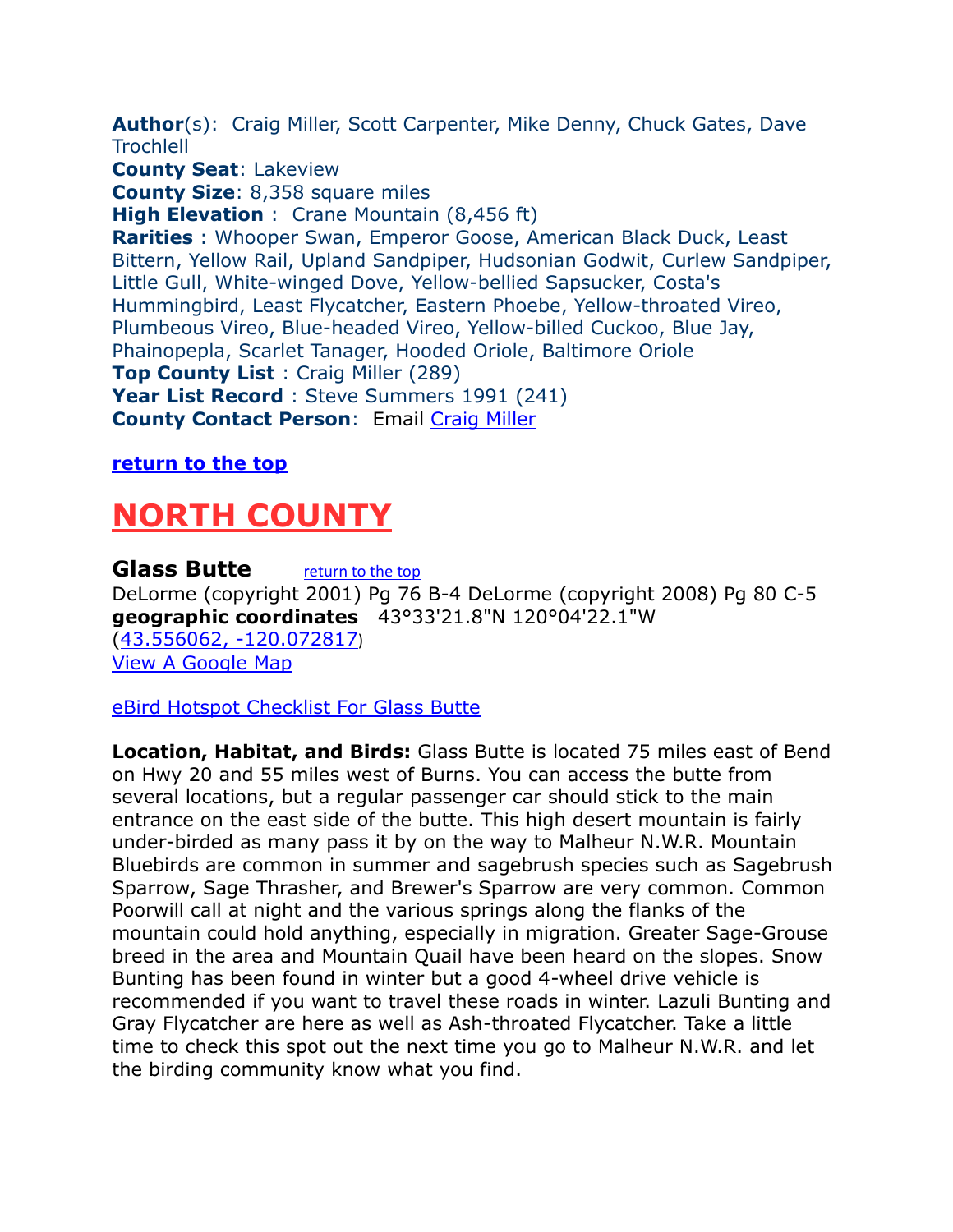**Author**(s): Craig Miller, Scott Carpenter, Mike Denny, Chuck Gates, Dave Trochlell
**County Seat**: Lakeview
**County Size**: 8,358 square miles
**High Elevation** : Crane Mountain (8,456 ft)
**Rarities** : Whooper Swan, Emperor Goose, American Black Duck, Least Bittern, Yellow Rail, Upland Sandpiper, Hudsonian Godwit, Curlew Sandpiper, Little Gull, White-winged Dove, Yellow-bellied Sapsucker, Costa's Hummingbird, Least Flycatcher, Eastern Phoebe, Yellow-throated Vireo, Plumbeous Vireo, Blue-headed Vireo, Yellow-billed Cuckoo, Blue Jay, Phainopepla, Scarlet Tanager, Hooded Oriole, Baltimore Oriole
**Top County List** : Craig Miller (289)
**Year List Record** : Steve Summers 1991 (241)
**County Contact Person**: Email Craig Miller

**return to the top**

# NORTH COUNTY

## Glass Butte

return to the top

DeLorme (copyright 2001) Pg 76 B-4 DeLorme (copyright 2008) Pg 80 C-5
**geographic coordinates** 43°33'21.8"N 120°04'22.1"W
(43.556062, -120.072817)
View A Google Map

eBird Hotspot Checklist For Glass Butte

**Location, Habitat, and Birds:** Glass Butte is located 75 miles east of Bend on Hwy 20 and 55 miles west of Burns. You can access the butte from several locations, but a regular passenger car should stick to the main entrance on the east side of the butte. This high desert mountain is fairly under-birded as many pass it by on the way to Malheur N.W.R. Mountain Bluebirds are common in summer and sagebrush species such as Sagebrush Sparrow, Sage Thrasher, and Brewer's Sparrow are very common. Common Poorwill call at night and the various springs along the flanks of the mountain could hold anything, especially in migration. Greater Sage-Grouse breed in the area and Mountain Quail have been heard on the slopes. Snow Bunting has been found in winter but a good 4-wheel drive vehicle is recommended if you want to travel these roads in winter. Lazuli Bunting and Gray Flycatcher are here as well as Ash-throated Flycatcher. Take a little time to check this spot out the next time you go to Malheur N.W.R. and let the birding community know what you find.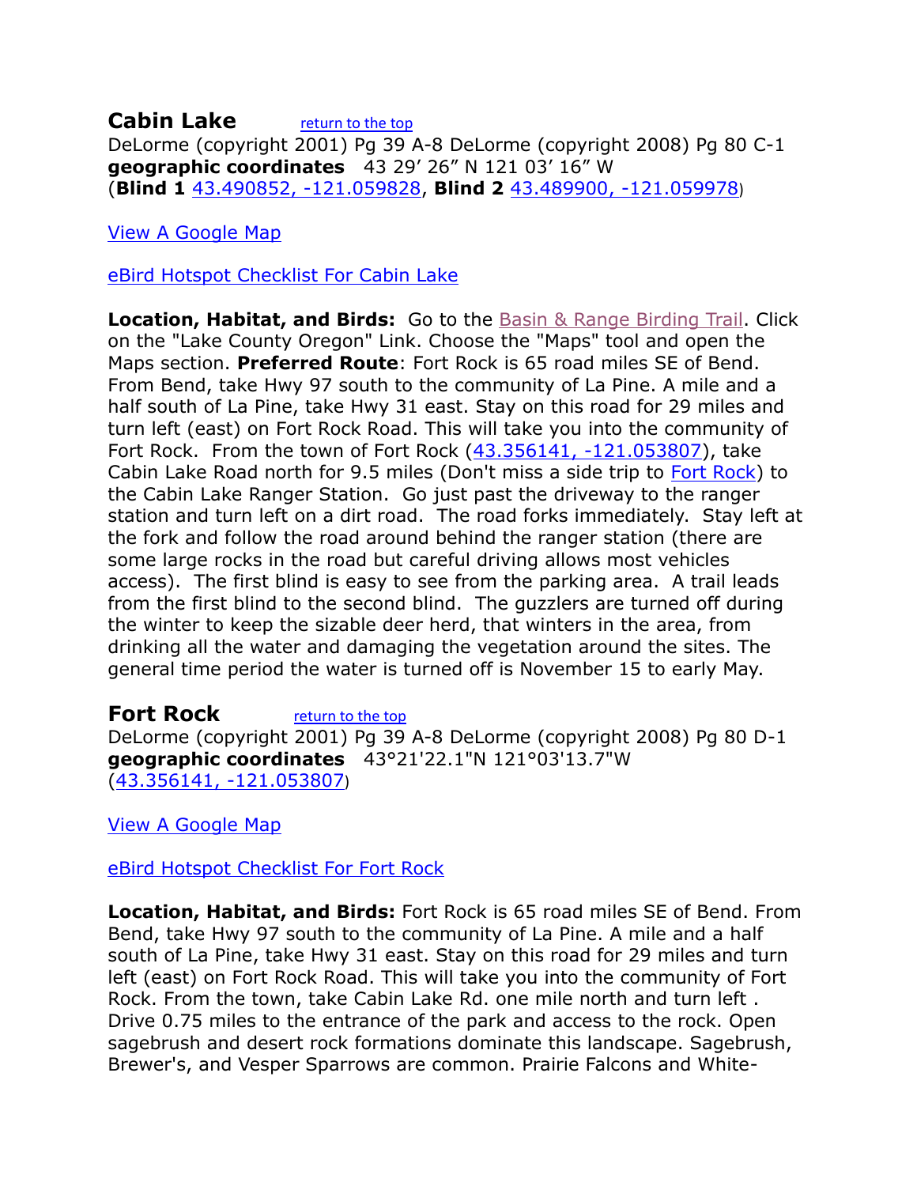## Cabin Lake

return to the top

DeLorme (copyright 2001) Pg 39 A-8 DeLorme (copyright 2008) Pg 80 C-1
**geographic coordinates** 43 29' 26" N 121 03' 16" W
(**Blind 1** 43.490852, -121.059828, **Blind 2** 43.489900, -121.059978)

View A Google Map

eBird Hotspot Checklist For Cabin Lake

**Location, Habitat, and Birds:** Go to the Basin & Range Birding Trail. Click on the "Lake County Oregon" Link. Choose the "Maps" tool and open the Maps section. **Preferred Route**: Fort Rock is 65 road miles SE of Bend. From Bend, take Hwy 97 south to the community of La Pine. A mile and a half south of La Pine, take Hwy 31 east. Stay on this road for 29 miles and turn left (east) on Fort Rock Road. This will take you into the community of Fort Rock. From the town of Fort Rock (43.356141, -121.053807), take Cabin Lake Road north for 9.5 miles (Don't miss a side trip to Fort Rock) to the Cabin Lake Ranger Station. Go just past the driveway to the ranger station and turn left on a dirt road. The road forks immediately. Stay left at the fork and follow the road around behind the ranger station (there are some large rocks in the road but careful driving allows most vehicles access). The first blind is easy to see from the parking area. A trail leads from the first blind to the second blind. The guzzlers are turned off during the winter to keep the sizable deer herd, that winters in the area, from drinking all the water and damaging the vegetation around the sites. The general time period the water is turned off is November 15 to early May.

## Fort Rock

return to the top

DeLorme (copyright 2001) Pg 39 A-8 DeLorme (copyright 2008) Pg 80 D-1
**geographic coordinates** 43°21'22.1"N 121°03'13.7"W
(43.356141, -121.053807)

View A Google Map

eBird Hotspot Checklist For Fort Rock

**Location, Habitat, and Birds:** Fort Rock is 65 road miles SE of Bend. From Bend, take Hwy 97 south to the community of La Pine. A mile and a half south of La Pine, take Hwy 31 east. Stay on this road for 29 miles and turn left (east) on Fort Rock Road. This will take you into the community of Fort Rock. From the town, take Cabin Lake Rd. one mile north and turn left . Drive 0.75 miles to the entrance of the park and access to the rock. Open sagebrush and desert rock formations dominate this landscape. Sagebrush, Brewer's, and Vesper Sparrows are common. Prairie Falcons and White-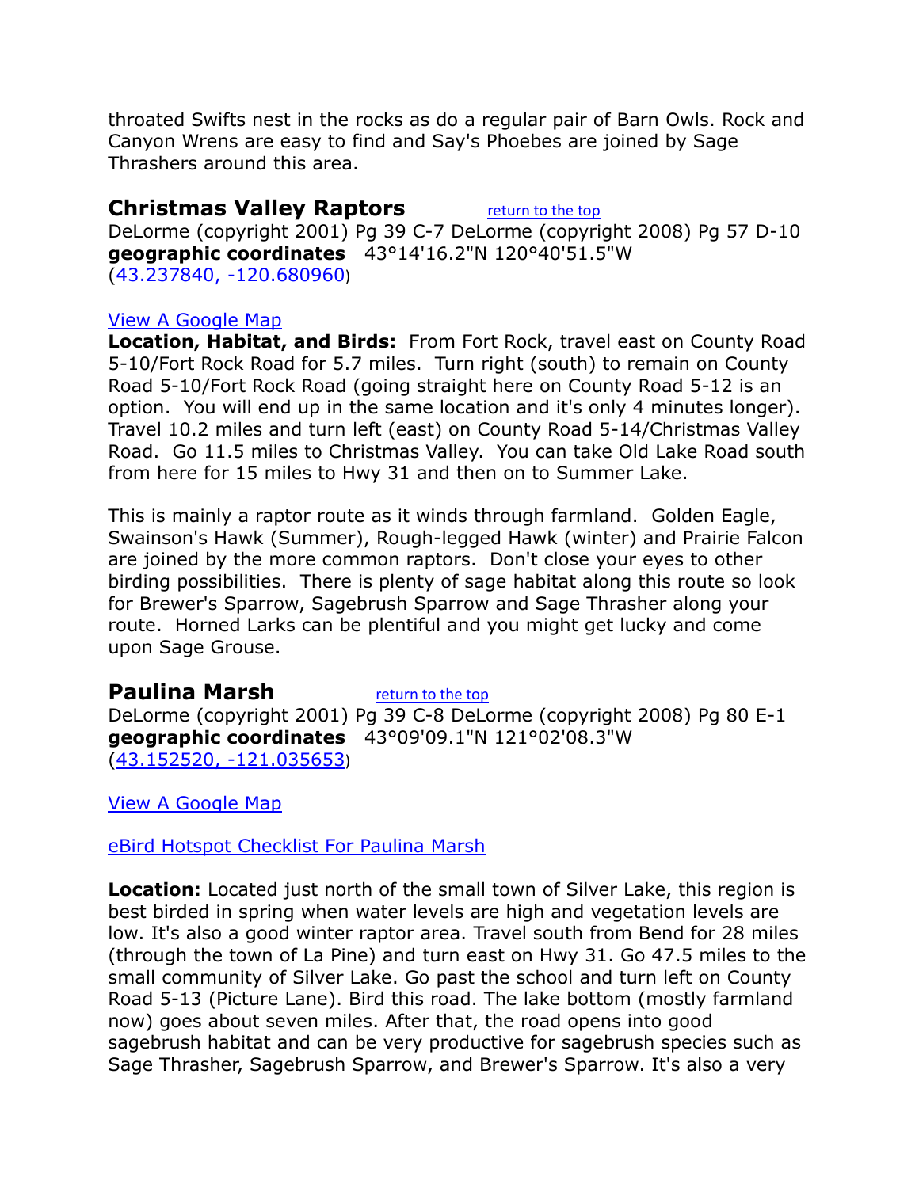throated Swifts nest in the rocks as do a regular pair of Barn Owls. Rock and Canyon Wrens are easy to find and Say's Phoebes are joined by Sage Thrashers around this area.

## Christmas Valley Raptors

return to the top

DeLorme (copyright 2001) Pg 39 C-7 DeLorme (copyright 2008) Pg 57 D-10
**geographic coordinates** 43°14'16.2"N 120°40'51.5"W
(43.237840, -120.680960)

View A Google Map

**Location, Habitat, and Birds:** From Fort Rock, travel east on County Road 5-10/Fort Rock Road for 5.7 miles. Turn right (south) to remain on County Road 5-10/Fort Rock Road (going straight here on County Road 5-12 is an option. You will end up in the same location and it's only 4 minutes longer). Travel 10.2 miles and turn left (east) on County Road 5-14/Christmas Valley Road. Go 11.5 miles to Christmas Valley. You can take Old Lake Road south from here for 15 miles to Hwy 31 and then on to Summer Lake.

This is mainly a raptor route as it winds through farmland. Golden Eagle, Swainson's Hawk (Summer), Rough-legged Hawk (winter) and Prairie Falcon are joined by the more common raptors. Don't close your eyes to other birding possibilities. There is plenty of sage habitat along this route so look for Brewer's Sparrow, Sagebrush Sparrow and Sage Thrasher along your route. Horned Larks can be plentiful and you might get lucky and come upon Sage Grouse.

## Paulina Marsh

return to the top

DeLorme (copyright 2001) Pg 39 C-8 DeLorme (copyright 2008) Pg 80 E-1
**geographic coordinates** 43°09'09.1"N 121°02'08.3"W
(43.152520, -121.035653)

View A Google Map

eBird Hotspot Checklist For Paulina Marsh

**Location:** Located just north of the small town of Silver Lake, this region is best birded in spring when water levels are high and vegetation levels are low. It's also a good winter raptor area. Travel south from Bend for 28 miles (through the town of La Pine) and turn east on Hwy 31. Go 47.5 miles to the small community of Silver Lake. Go past the school and turn left on County Road 5-13 (Picture Lane). Bird this road. The lake bottom (mostly farmland now) goes about seven miles. After that, the road opens into good sagebrush habitat and can be very productive for sagebrush species such as Sage Thrasher, Sagebrush Sparrow, and Brewer's Sparrow. It's also a very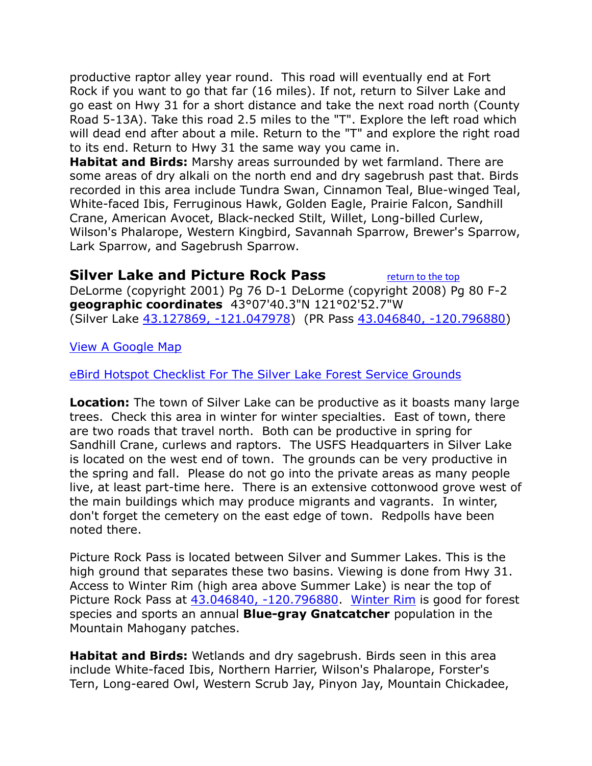productive raptor alley year round. This road will eventually end at Fort Rock if you want to go that far (16 miles). If not, return to Silver Lake and go east on Hwy 31 for a short distance and take the next road north (County Road 5-13A). Take this road 2.5 miles to the "T". Explore the left road which will dead end after about a mile. Return to the "T" and explore the right road to its end. Return to Hwy 31 the same way you came in.

**Habitat and Birds:** Marshy areas surrounded by wet farmland. There are some areas of dry alkali on the north end and dry sagebrush past that. Birds recorded in this area include Tundra Swan, Cinnamon Teal, Blue-winged Teal, White-faced Ibis, Ferruginous Hawk, Golden Eagle, Prairie Falcon, Sandhill Crane, American Avocet, Black-necked Stilt, Willet, Long-billed Curlew, Wilson's Phalarope, Western Kingbird, Savannah Sparrow, Brewer's Sparrow, Lark Sparrow, and Sagebrush Sparrow.

## Silver Lake and Picture Rock Pass

return to the top

DeLorme (copyright 2001) Pg 76 D-1 DeLorme (copyright 2008) Pg 80 F-2
**geographic coordinates** 43°07'40.3"N 121°02'52.7"W
(Silver Lake 43.127869, -121.047978) (PR Pass 43.046840, -120.796880)

View A Google Map

eBird Hotspot Checklist For The Silver Lake Forest Service Grounds

**Location:** The town of Silver Lake can be productive as it boasts many large trees. Check this area in winter for winter specialties. East of town, there are two roads that travel north. Both can be productive in spring for Sandhill Crane, curlews and raptors. The USFS Headquarters in Silver Lake is located on the west end of town. The grounds can be very productive in the spring and fall. Please do not go into the private areas as many people live, at least part-time here. There is an extensive cottonwood grove west of the main buildings which may produce migrants and vagrants. In winter, don't forget the cemetery on the east edge of town. Redpolls have been noted there.

Picture Rock Pass is located between Silver and Summer Lakes. This is the high ground that separates these two basins. Viewing is done from Hwy 31. Access to Winter Rim (high area above Summer Lake) is near the top of Picture Rock Pass at 43.046840, -120.796880. Winter Rim is good for forest species and sports an annual **Blue-gray Gnatcatcher** population in the Mountain Mahogany patches.

**Habitat and Birds:** Wetlands and dry sagebrush. Birds seen in this area include White-faced Ibis, Northern Harrier, Wilson's Phalarope, Forster's Tern, Long-eared Owl, Western Scrub Jay, Pinyon Jay, Mountain Chickadee,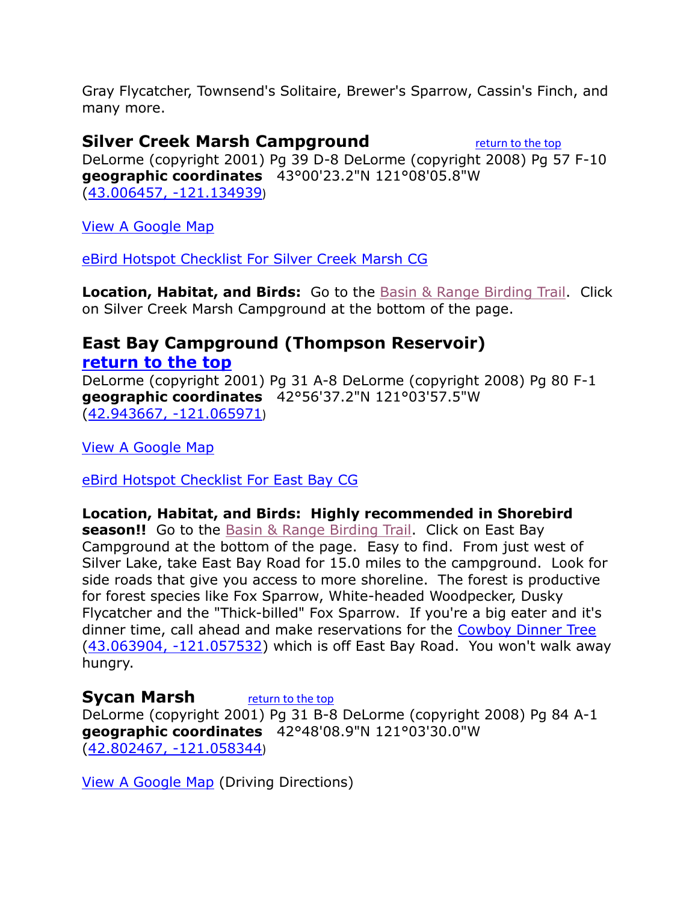Gray Flycatcher, Townsend's Solitaire, Brewer's Sparrow, Cassin's Finch, and many more.

## Silver Creek Marsh Campground

return to the top

DeLorme (copyright 2001) Pg 39 D-8 DeLorme (copyright 2008) Pg 57 F-10
**geographic coordinates** 43°00'23.2"N 121°08'05.8"W
(43.006457, -121.134939)

View A Google Map

eBird Hotspot Checklist For Silver Creek Marsh CG

**Location, Habitat, and Birds:** Go to the Basin & Range Birding Trail. Click on Silver Creek Marsh Campground at the bottom of the page.

## East Bay Campground (Thompson Reservoir)

**return to the top**

DeLorme (copyright 2001) Pg 31 A-8 DeLorme (copyright 2008) Pg 80 F-1
**geographic coordinates** 42°56'37.2"N 121°03'57.5"W
(42.943667, -121.065971)

View A Google Map

eBird Hotspot Checklist For East Bay CG

**Location, Habitat, and Birds: Highly recommended in Shorebird season!!** Go to the Basin & Range Birding Trail. Click on East Bay Campground at the bottom of the page. Easy to find. From just west of Silver Lake, take East Bay Road for 15.0 miles to the campground. Look for side roads that give you access to more shoreline. The forest is productive for forest species like Fox Sparrow, White-headed Woodpecker, Dusky Flycatcher and the "Thick-billed" Fox Sparrow. If you're a big eater and it's dinner time, call ahead and make reservations for the Cowboy Dinner Tree (43.063904, -121.057532) which is off East Bay Road. You won't walk away hungry.

## Sycan Marsh

return to the top

DeLorme (copyright 2001) Pg 31 B-8 DeLorme (copyright 2008) Pg 84 A-1
**geographic coordinates** 42°48'08.9"N 121°03'30.0"W
(42.802467, -121.058344)

View A Google Map (Driving Directions)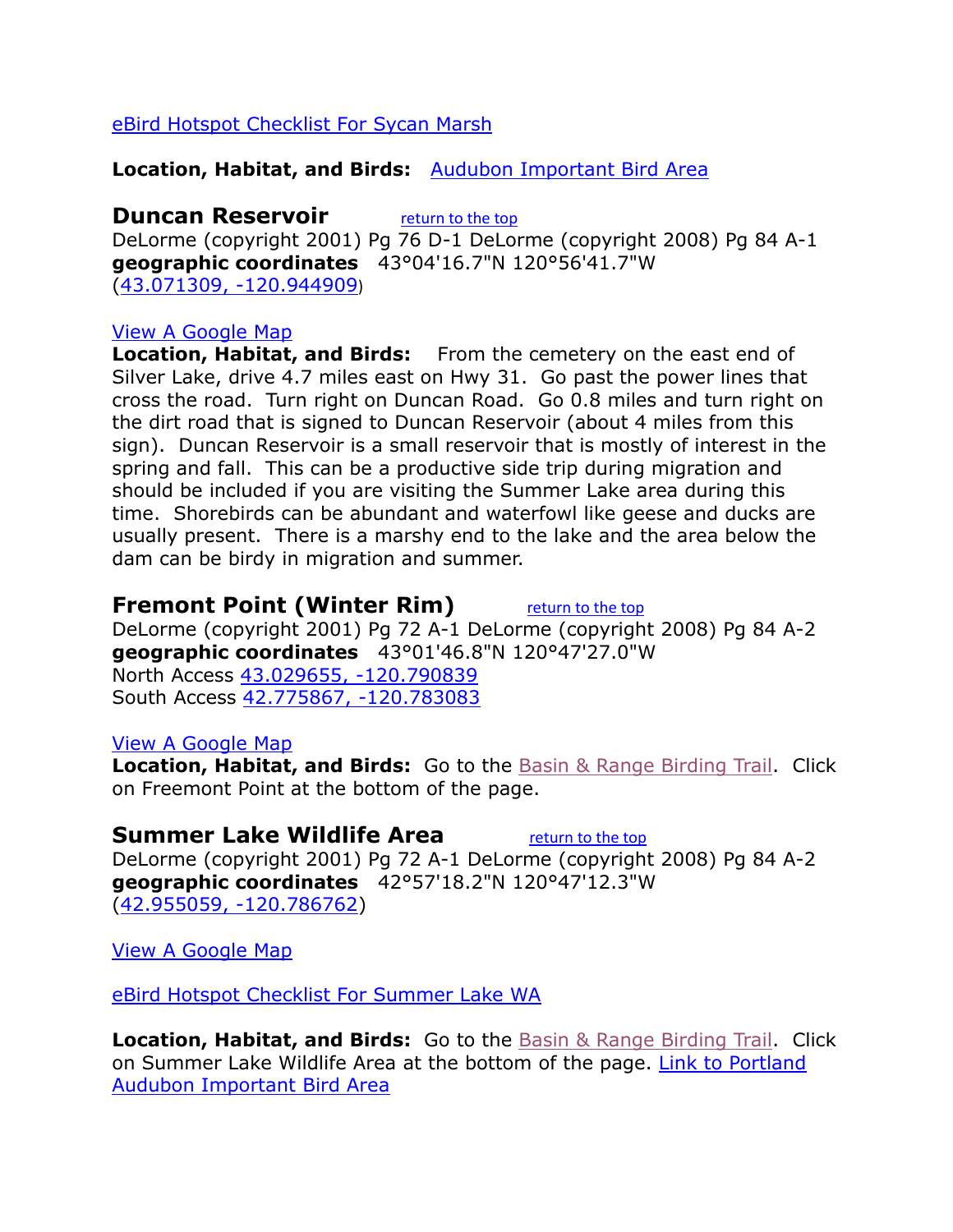eBird Hotspot Checklist For Sycan Marsh

**Location, Habitat, and Birds:** Audubon Important Bird Area

## Duncan Reservoir

return to the top

DeLorme (copyright 2001) Pg 76 D-1 DeLorme (copyright 2008) Pg 84 A-1
**geographic coordinates** 43°04'16.7"N 120°56'41.7"W
(43.071309, -120.944909)

View A Google Map

**Location, Habitat, and Birds:** From the cemetery on the east end of Silver Lake, drive 4.7 miles east on Hwy 31. Go past the power lines that cross the road. Turn right on Duncan Road. Go 0.8 miles and turn right on the dirt road that is signed to Duncan Reservoir (about 4 miles from this sign). Duncan Reservoir is a small reservoir that is mostly of interest in the spring and fall. This can be a productive side trip during migration and should be included if you are visiting the Summer Lake area during this time. Shorebirds can be abundant and waterfowl like geese and ducks are usually present. There is a marshy end to the lake and the area below the dam can be birdy in migration and summer.

## Fremont Point (Winter Rim)

return to the top

DeLorme (copyright 2001) Pg 72 A-1 DeLorme (copyright 2008) Pg 84 A-2
**geographic coordinates** 43°01'46.8"N 120°47'27.0"W
North Access 43.029655, -120.790839
South Access 42.775867, -120.783083

View A Google Map

**Location, Habitat, and Birds:** Go to the Basin & Range Birding Trail. Click on Freemont Point at the bottom of the page.

## Summer Lake Wildlife Area

return to the top

DeLorme (copyright 2001) Pg 72 A-1 DeLorme (copyright 2008) Pg 84 A-2
**geographic coordinates** 42°57'18.2"N 120°47'12.3"W
(42.955059, -120.786762)

View A Google Map

eBird Hotspot Checklist For Summer Lake WA

**Location, Habitat, and Birds:** Go to the Basin & Range Birding Trail. Click on Summer Lake Wildlife Area at the bottom of the page. Link to Portland Audubon Important Bird Area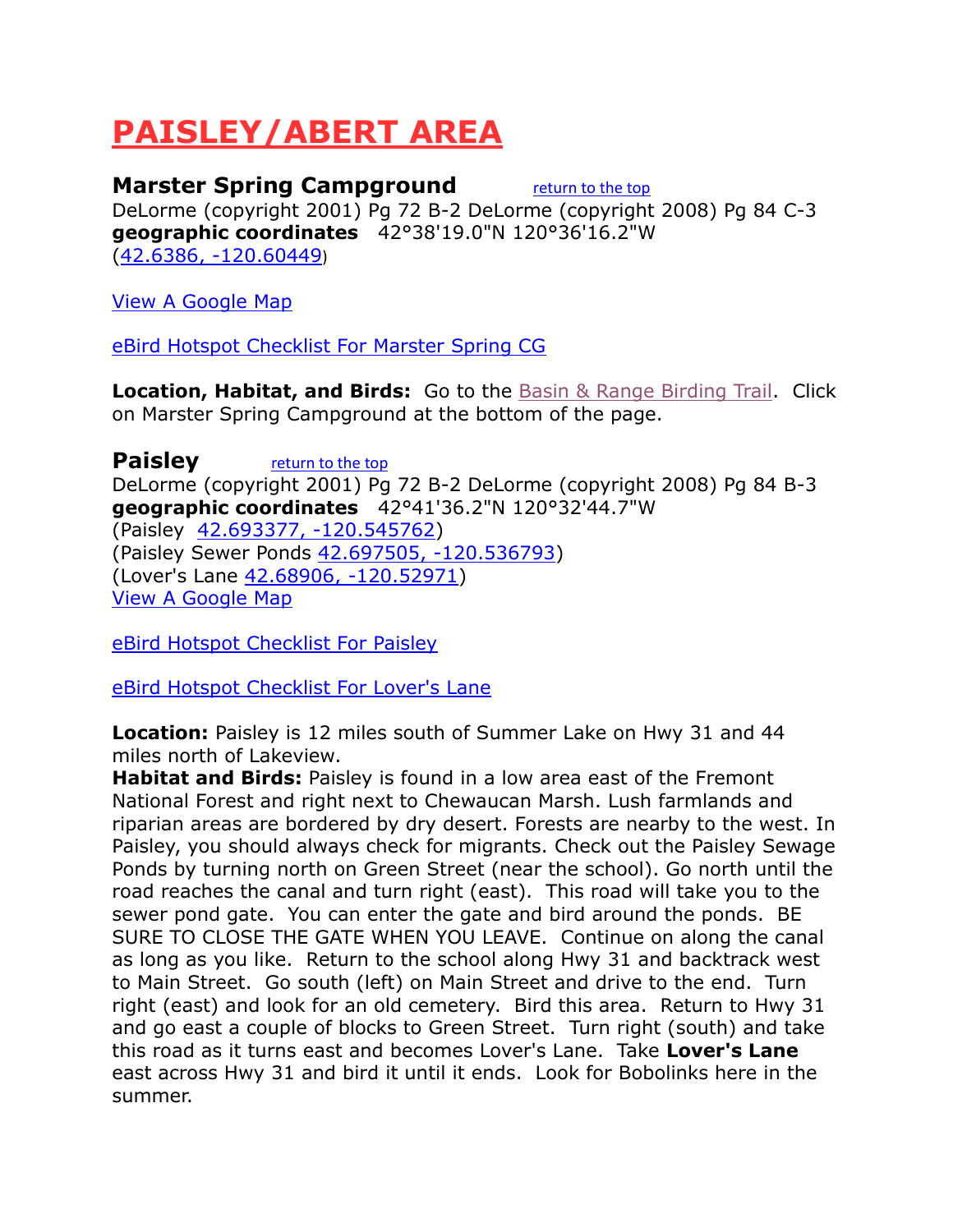# PAISLEY/ABERT AREA

## Marster Spring Campground

return to the top

DeLorme (copyright 2001) Pg 72 B-2 DeLorme (copyright 2008) Pg 84 C-3
**geographic coordinates** 42°38'19.0"N 120°36'16.2"W
(42.6386, -120.60449)

View A Google Map

eBird Hotspot Checklist For Marster Spring CG

**Location, Habitat, and Birds:** Go to the Basin & Range Birding Trail. Click on Marster Spring Campground at the bottom of the page.

## Paisley

return to the top

DeLorme (copyright 2001) Pg 72 B-2 DeLorme (copyright 2008) Pg 84 B-3
**geographic coordinates** 42°41'36.2"N 120°32'44.7"W
(Paisley 42.693377, -120.545762)
(Paisley Sewer Ponds 42.697505, -120.536793)
(Lover's Lane 42.68906, -120.52971)
View A Google Map

eBird Hotspot Checklist For Paisley

eBird Hotspot Checklist For Lover's Lane

**Location:** Paisley is 12 miles south of Summer Lake on Hwy 31 and 44 miles north of Lakeview.
**Habitat and Birds:** Paisley is found in a low area east of the Fremont National Forest and right next to Chewaucan Marsh. Lush farmlands and riparian areas are bordered by dry desert. Forests are nearby to the west. In Paisley, you should always check for migrants. Check out the Paisley Sewage Ponds by turning north on Green Street (near the school). Go north until the road reaches the canal and turn right (east). This road will take you to the sewer pond gate. You can enter the gate and bird around the ponds. BE SURE TO CLOSE THE GATE WHEN YOU LEAVE. Continue on along the canal as long as you like. Return to the school along Hwy 31 and backtrack west to Main Street. Go south (left) on Main Street and drive to the end. Turn right (east) and look for an old cemetery. Bird this area. Return to Hwy 31 and go east a couple of blocks to Green Street. Turn right (south) and take this road as it turns east and becomes Lover's Lane. Take **Lover's Lane** east across Hwy 31 and bird it until it ends. Look for Bobolinks here in the summer.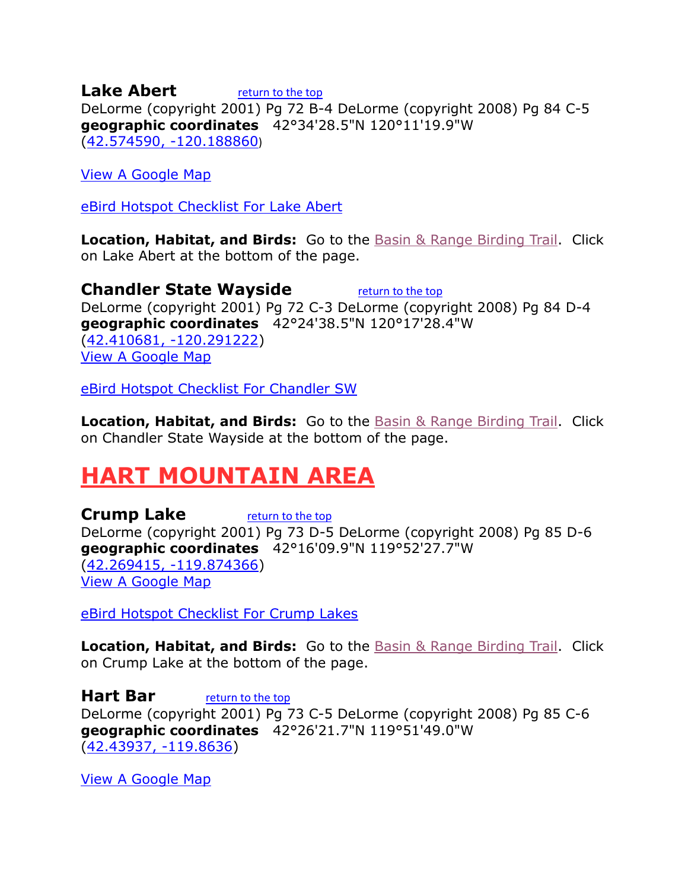### Lake Abert

return to the top

DeLorme (copyright 2001) Pg 72 B-4 DeLorme (copyright 2008) Pg 84 C-5
**geographic coordinates** 42°34'28.5"N 120°11'19.9"W
(42.574590, -120.188860)

View A Google Map

eBird Hotspot Checklist For Lake Abert

**Location, Habitat, and Birds:** Go to the Basin & Range Birding Trail. Click on Lake Abert at the bottom of the page.

### Chandler State Wayside

return to the top

DeLorme (copyright 2001) Pg 72 C-3 DeLorme (copyright 2008) Pg 84 D-4
**geographic coordinates** 42°24'38.5"N 120°17'28.4"W
(42.410681, -120.291222)
View A Google Map

eBird Hotspot Checklist For Chandler SW

**Location, Habitat, and Birds:** Go to the Basin & Range Birding Trail. Click on Chandler State Wayside at the bottom of the page.

## HART MOUNTAIN AREA

### Crump Lake

return to the top

DeLorme (copyright 2001) Pg 73 D-5 DeLorme (copyright 2008) Pg 85 D-6
**geographic coordinates** 42°16'09.9"N 119°52'27.7"W
(42.269415, -119.874366)
View A Google Map

eBird Hotspot Checklist For Crump Lakes

**Location, Habitat, and Birds:** Go to the Basin & Range Birding Trail. Click on Crump Lake at the bottom of the page.

### Hart Bar

return to the top

DeLorme (copyright 2001) Pg 73 C-5 DeLorme (copyright 2008) Pg 85 C-6
**geographic coordinates** 42°26'21.7"N 119°51'49.0"W
(42.43937, -119.8636)

View A Google Map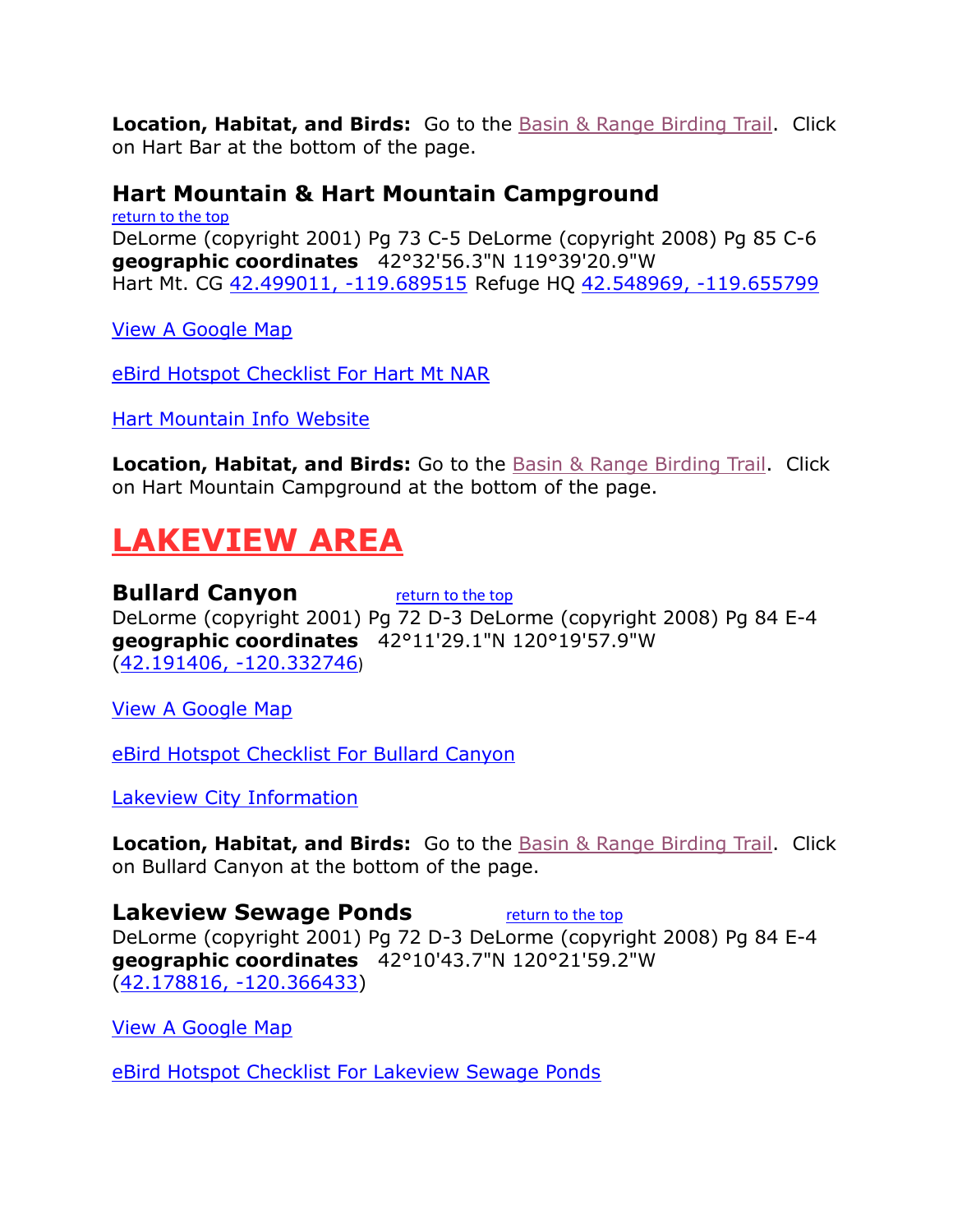**Location, Habitat, and Birds:** Go to the Basin & Range Birding Trail. Click on Hart Bar at the bottom of the page.

### Hart Mountain & Hart Mountain Campground

return to the top

DeLorme (copyright 2001) Pg 73 C-5 DeLorme (copyright 2008) Pg 85 C-6
**geographic coordinates** 42°32'56.3"N 119°39'20.9"W
Hart Mt. CG 42.499011, -119.689515 Refuge HQ 42.548969, -119.655799

View A Google Map

eBird Hotspot Checklist For Hart Mt NAR

Hart Mountain Info Website

**Location, Habitat, and Birds:** Go to the Basin & Range Birding Trail. Click on Hart Mountain Campground at the bottom of the page.

## LAKEVIEW AREA

### Bullard Canyon

return to the top

DeLorme (copyright 2001) Pg 72 D-3 DeLorme (copyright 2008) Pg 84 E-4
**geographic coordinates** 42°11'29.1"N 120°19'57.9"W
(42.191406, -120.332746)

View A Google Map

eBird Hotspot Checklist For Bullard Canyon

Lakeview City Information

**Location, Habitat, and Birds:** Go to the Basin & Range Birding Trail. Click on Bullard Canyon at the bottom of the page.

### Lakeview Sewage Ponds

return to the top

DeLorme (copyright 2001) Pg 72 D-3 DeLorme (copyright 2008) Pg 84 E-4
**geographic coordinates** 42°10'43.7"N 120°21'59.2"W
(42.178816, -120.366433)

View A Google Map

eBird Hotspot Checklist For Lakeview Sewage Ponds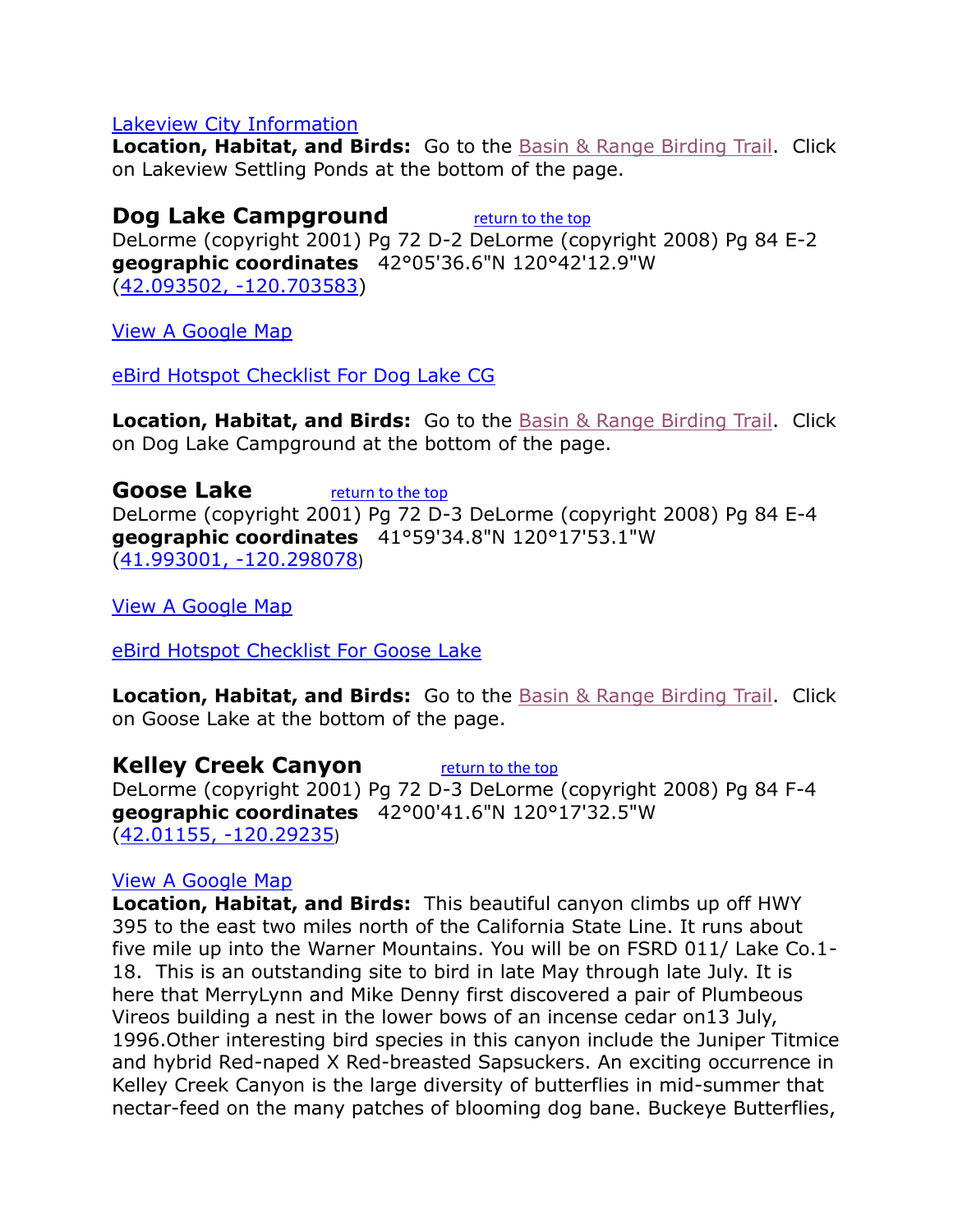[Lakeview City Information](#)

**Location, Habitat, and Birds:** Go to the [Basin & Range Birding Trail](#). Click on Lakeview Settling Ponds at the bottom of the page.

## Dog Lake Campground [return to the top](#)

DeLorme (copyright 2001) Pg 72 D-2 DeLorme (copyright 2008) Pg 84 E-2
**geographic coordinates** 42°05'36.6"N 120°42'12.9"W
([42.093502, -120.703583](#))

[View A Google Map](#)

[eBird Hotspot Checklist For Dog Lake CG](#)

**Location, Habitat, and Birds:** Go to the [Basin & Range Birding Trail](#). Click on Dog Lake Campground at the bottom of the page.

## Goose Lake [return to the top](#)

DeLorme (copyright 2001) Pg 72 D-3 DeLorme (copyright 2008) Pg 84 E-4
**geographic coordinates** 41°59'34.8"N 120°17'53.1"W
([41.993001, -120.298078](#))

[View A Google Map](#)

[eBird Hotspot Checklist For Goose Lake](#)

**Location, Habitat, and Birds:** Go to the [Basin & Range Birding Trail](#). Click on Goose Lake at the bottom of the page.

## Kelley Creek Canyon [return to the top](#)

DeLorme (copyright 2001) Pg 72 D-3 DeLorme (copyright 2008) Pg 84 F-4
**geographic coordinates** 42°00'41.6"N 120°17'32.5"W
([42.01155, -120.29235](#))

[View A Google Map](#)

**Location, Habitat, and Birds:** This beautiful canyon climbs up off HWY 395 to the east two miles north of the California State Line. It runs about five mile up into the Warner Mountains. You will be on FSRD 011/ Lake Co.1-18. This is an outstanding site to bird in late May through late July. It is here that MerryLynn and Mike Denny first discovered a pair of Plumbeous Vireos building a nest in the lower bows of an incense cedar on13 July, 1996.Other interesting bird species in this canyon include the Juniper Titmice and hybrid Red-naped X Red-breasted Sapsuckers. An exciting occurrence in Kelley Creek Canyon is the large diversity of butterflies in mid-summer that nectar-feed on the many patches of blooming dog bane. Buckeye Butterflies,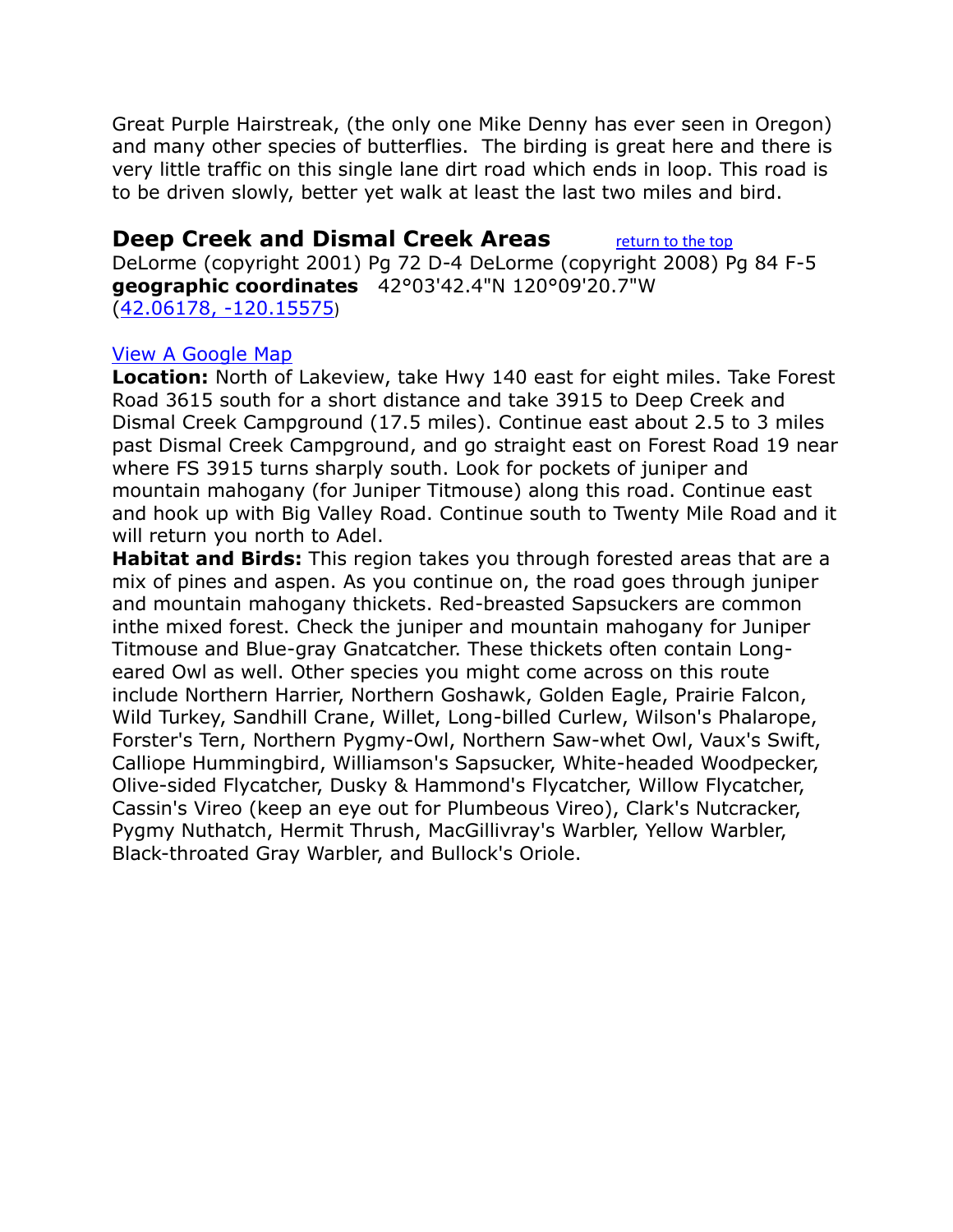Great Purple Hairstreak, (the only one Mike Denny has ever seen in Oregon) and many other species of butterflies. The birding is great here and there is very little traffic on this single lane dirt road which ends in loop. This road is to be driven slowly, better yet walk at least the last two miles and bird.

## Deep Creek and Dismal Creek Areas

return to the top

DeLorme (copyright 2001) Pg 72 D-4 DeLorme (copyright 2008) Pg 84 F-5
**geographic coordinates** 42°03'42.4"N 120°09'20.7"W (42.06178, -120.15575)

View A Google Map

**Location:** North of Lakeview, take Hwy 140 east for eight miles. Take Forest Road 3615 south for a short distance and take 3915 to Deep Creek and Dismal Creek Campground (17.5 miles). Continue east about 2.5 to 3 miles past Dismal Creek Campground, and go straight east on Forest Road 19 near where FS 3915 turns sharply south. Look for pockets of juniper and mountain mahogany (for Juniper Titmouse) along this road. Continue east and hook up with Big Valley Road. Continue south to Twenty Mile Road and it will return you north to Adel.

**Habitat and Birds:** This region takes you through forested areas that are a mix of pines and aspen. As you continue on, the road goes through juniper and mountain mahogany thickets. Red-breasted Sapsuckers are common inthe mixed forest. Check the juniper and mountain mahogany for Juniper Titmouse and Blue-gray Gnatcatcher. These thickets often contain Long-eared Owl as well. Other species you might come across on this route include Northern Harrier, Northern Goshawk, Golden Eagle, Prairie Falcon, Wild Turkey, Sandhill Crane, Willet, Long-billed Curlew, Wilson's Phalarope, Forster's Tern, Northern Pygmy-Owl, Northern Saw-whet Owl, Vaux's Swift, Calliope Hummingbird, Williamson's Sapsucker, White-headed Woodpecker, Olive-sided Flycatcher, Dusky & Hammond's Flycatcher, Willow Flycatcher, Cassin's Vireo (keep an eye out for Plumbeous Vireo), Clark's Nutcracker, Pygmy Nuthatch, Hermit Thrush, MacGillivray's Warbler, Yellow Warbler, Black-throated Gray Warbler, and Bullock's Oriole.